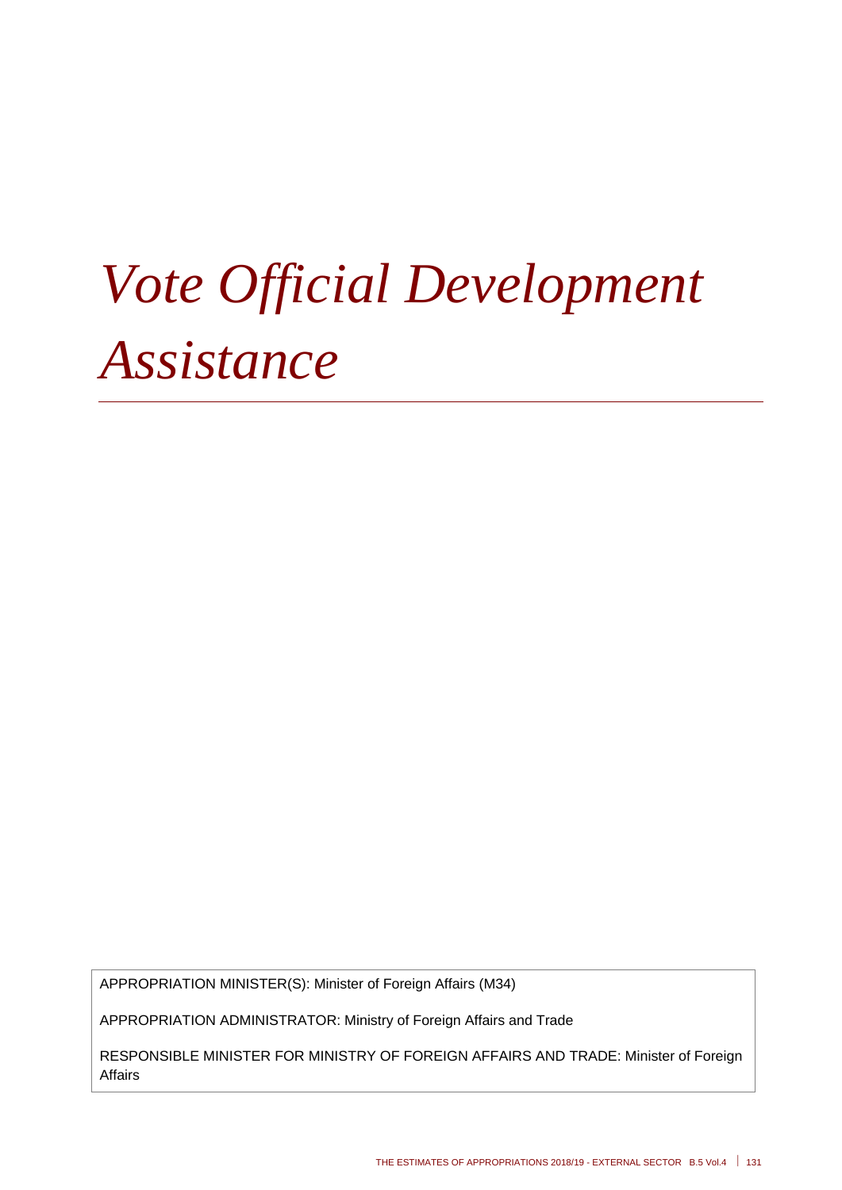# *Vote Official Development Assistance*

APPROPRIATION MINISTER(S): Minister of Foreign Affairs (M34)

APPROPRIATION ADMINISTRATOR: Ministry of Foreign Affairs and Trade

RESPONSIBLE MINISTER FOR MINISTRY OF FOREIGN AFFAIRS AND TRADE: Minister of Foreign Affairs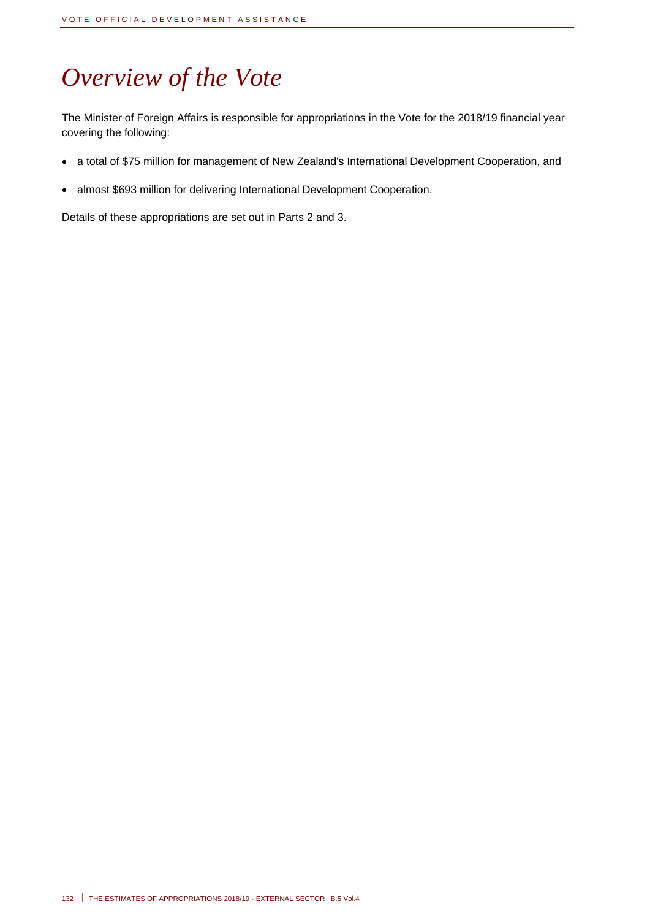# *Overview of the Vote*

The Minister of Foreign Affairs is responsible for appropriations in the Vote for the 2018/19 financial year covering the following:

- a total of $75 million for management of New Zealand's International Development Cooperation, and
- almost $693 million for delivering International Development Cooperation.

Details of these appropriations are set out in Parts 2 and 3.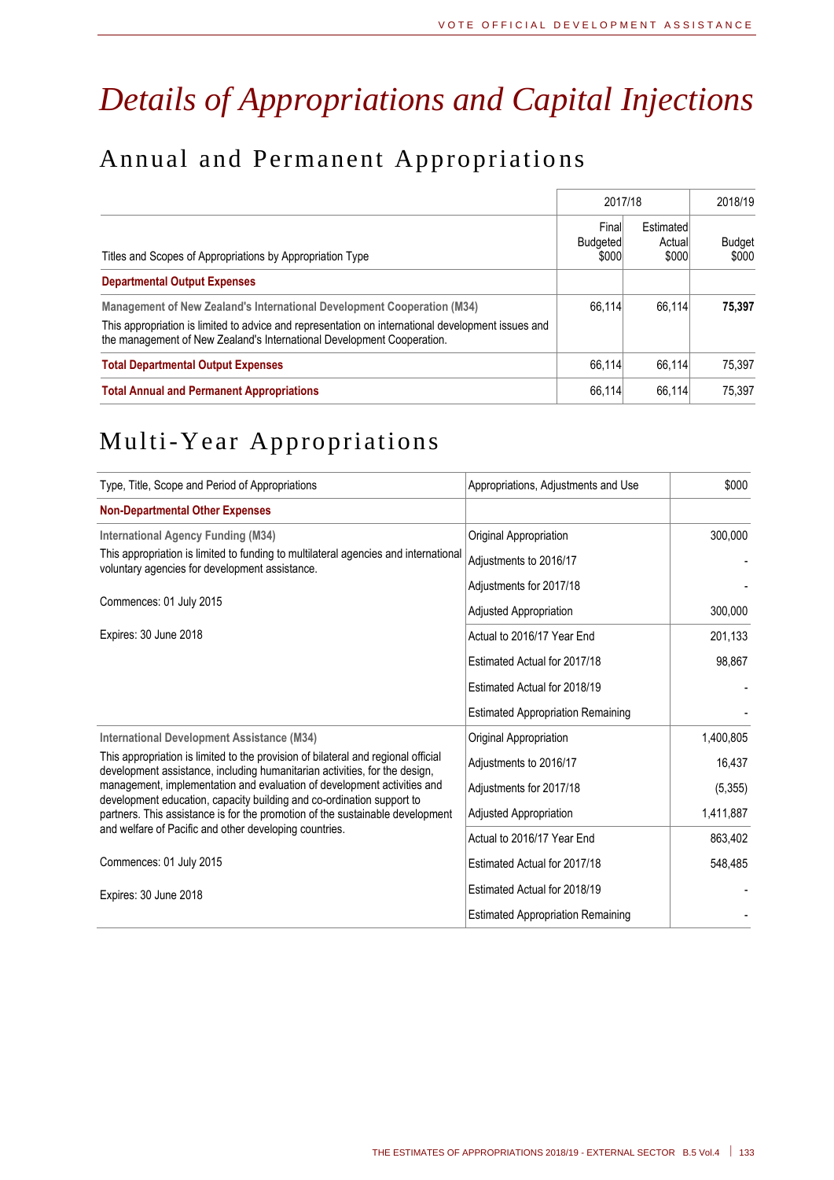# Details of Appropriations and Capital Injections

## Annual and Permanent Appropriations

| Titles and Scopes of Appropriations by Appropriation Type | 2017/18 Final Budgeted $000 | 2017/18 Estimated Actual $000 | 2018/19 Budget $000 |
|---|---|---|---|
| **Departmental Output Expenses** | | | |
| **Management of New Zealand's International Development Cooperation (M34)**<br>This appropriation is limited to advice and representation on international development issues and the management of New Zealand's International Development Cooperation. | 66,114 | 66,114 | **75,397** |
| **Total Departmental Output Expenses** | 66,114 | 66,114 | 75,397 |
| **Total Annual and Permanent Appropriations** | 66,114 | 66,114 | 75,397 |

## Multi-Year Appropriations

| Type, Title, Scope and Period of Appropriations | Appropriations, Adjustments and Use | $000 |
|---|---|---|
| **Non-Departmental Other Expenses** | | |
| **International Agency Funding (M34)** | Original Appropriation | 300,000 |
| This appropriation is limited to funding to multilateral agencies and international voluntary agencies for development assistance. | Adjustments to 2016/17 | - |
| | Adjustments for 2017/18 | - |
| Commences: 01 July 2015 | Adjusted Appropriation | 300,000 |
| Expires: 30 June 2018 | Actual to 2016/17 Year End | 201,133 |
| | Estimated Actual for 2017/18 | 98,867 |
| | Estimated Actual for 2018/19 | - |
| | Estimated Appropriation Remaining | - |
| **International Development Assistance (M34)** | Original Appropriation | 1,400,805 |
| This appropriation is limited to the provision of bilateral and regional official development assistance, including humanitarian activities, for the design, management, implementation and evaluation of development activities and development education, capacity building and co-ordination support to partners. This assistance is for the promotion of the sustainable development and welfare of Pacific and other developing countries. | Adjustments to 2016/17 | 16,437 |
| | Adjustments for 2017/18 | (5,355) |
| | Adjusted Appropriation | 1,411,887 |
| | Actual to 2016/17 Year End | 863,402 |
| Commences: 01 July 2015 | Estimated Actual for 2017/18 | 548,485 |
| Expires: 30 June 2018 | Estimated Actual for 2018/19 | - |
| | Estimated Appropriation Remaining | - |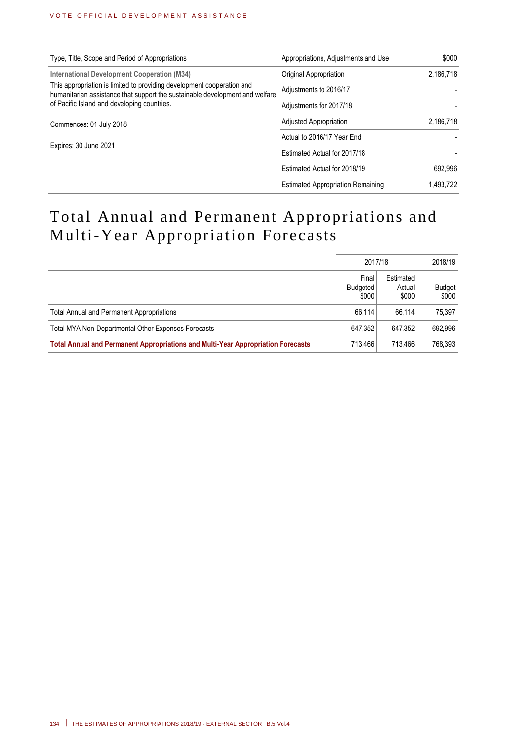| Type, Title, Scope and Period of Appropriations | Appropriations, Adjustments and Use | $000 |
|---|---|---|
| **International Development Cooperation (M34)** | Original Appropriation | 2,186,718 |
| This appropriation is limited to providing development cooperation and humanitarian assistance that support the sustainable development and welfare of Pacific Island and developing countries. | Adjustments to 2016/17 | - |
| | Adjustments for 2017/18 | - |
| Commences: 01 July 2018 | Adjusted Appropriation | 2,186,718 |
| | Actual to 2016/17 Year End | - |
| Expires: 30 June 2021 | Estimated Actual for 2017/18 | - |
| | Estimated Actual for 2018/19 | 692,996 |
| | Estimated Appropriation Remaining | 1,493,722 |

# Total Annual and Permanent Appropriations and Multi-Year Appropriation Forecasts

| | 2017/18 | | 2018/19 |
|---|---|---|---|
| | Final Budgeted $000 | Estimated Actual $000 | Budget $000 |
| Total Annual and Permanent Appropriations | 66,114 | 66,114 | 75,397 |
| Total MYA Non-Departmental Other Expenses Forecasts | 647,352 | 647,352 | 692,996 |
| **Total Annual and Permanent Appropriations and Multi-Year Appropriation Forecasts** | 713,466 | 713,466 | 768,393 |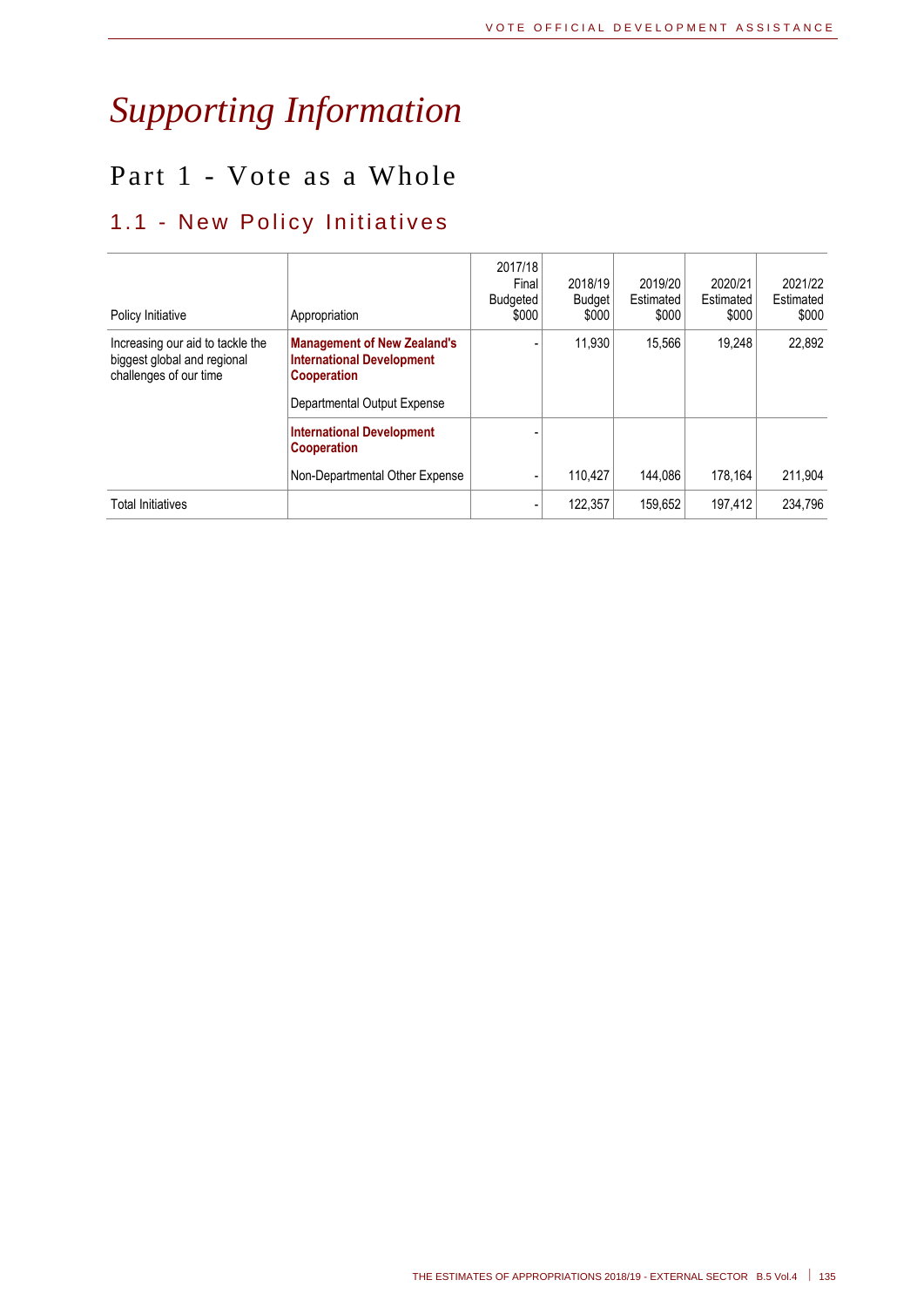# *Supporting Information*

## Part 1 - Vote as a Whole

### 1.1 - New Policy Initiatives

| Policy Initiative | Appropriation | 2017/18 Final Budgeted $000 | 2018/19 Budget $000 | 2019/20 Estimated $000 | 2020/21 Estimated $000 | 2021/22 Estimated $000 |
|---|---|---|---|---|---|---|
| Increasing our aid to tackle the biggest global and regional challenges of our time | **Management of New Zealand's International Development Cooperation**<br><br>Departmental Output Expense | - | 11,930 | 15,566 | 19,248 | 22,892 |
| | **International Development Cooperation** | - | | | | |
| | Non-Departmental Other Expense | - | 110,427 | 144,086 | 178,164 | 211,904 |
| Total Initiatives | | - | 122,357 | 159,652 | 197,412 | 234,796 |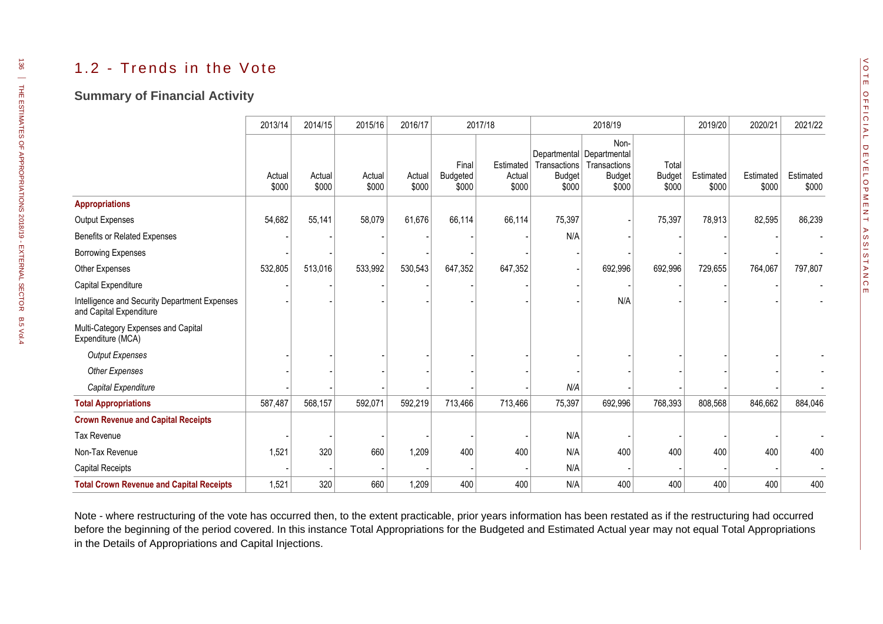## 1.2 - Trends in the Vote

### Summary of Financial Activity

| | 2013/14 | 2014/15 | 2015/16 | 2016/17 | 2017/18 | | 2018/19 | | | 2019/20 | 2020/21 | 2021/22 |
|---|---|---|---|---|---|---|---|---|---|---|---|---|
| | Actual $000 | Actual $000 | Actual $000 | Actual $000 | Final Budgeted $000 | Estimated Actual $000 | Departmental Transactions Budget $000 | Non-Departmental Transactions Budget $000 | Total Budget $000 | Estimated $000 | Estimated $000 | Estimated $000 |
| **Appropriations** | | | | | | | | | | | | |
| Output Expenses | 54,682 | 55,141 | 58,079 | 61,676 | 66,114 | 66,114 | 75,397 | - | 75,397 | 78,913 | 82,595 | 86,239 |
| Benefits or Related Expenses | - | - | - | - | - | - | N/A | - | - | - | - | - |
| Borrowing Expenses | - | - | - | - | - | - | - | - | - | - | - | - |
| Other Expenses | 532,805 | 513,016 | 533,992 | 530,543 | 647,352 | 647,352 | - | 692,996 | 692,996 | 729,655 | 764,067 | 797,807 |
| Capital Expenditure | - | - | - | - | - | - | - | - | - | - | - | - |
| Intelligence and Security Department Expenses and Capital Expenditure | - | - | - | - | - | - | - | N/A | - | - | - | - |
| Multi-Category Expenses and Capital Expenditure (MCA) | | | | | | | | | | | | |
| *Output Expenses* | - | - | - | - | - | - | - | - | - | - | - | - |
| *Other Expenses* | - | - | - | - | - | - | - | - | - | - | - | - |
| *Capital Expenditure* | - | - | - | - | - | - | *N/A* | - | - | - | - | - |
| **Total Appropriations** | 587,487 | 568,157 | 592,071 | 592,219 | 713,466 | 713,466 | 75,397 | 692,996 | 768,393 | 808,568 | 846,662 | 884,046 |
| **Crown Revenue and Capital Receipts** | | | | | | | | | | | | |
| Tax Revenue | - | - | - | - | - | - | N/A | - | - | - | - | - |
| Non-Tax Revenue | 1,521 | 320 | 660 | 1,209 | 400 | 400 | N/A | 400 | 400 | 400 | 400 | 400 |
| Capital Receipts | - | - | - | - | - | - | N/A | - | - | - | - | - |
| **Total Crown Revenue and Capital Receipts** | 1,521 | 320 | 660 | 1,209 | 400 | 400 | N/A | 400 | 400 | 400 | 400 | 400 |

Note - where restructuring of the vote has occurred then, to the extent practicable, prior years information has been restated as if the restructuring had occurred before the beginning of the period covered. In this instance Total Appropriations for the Budgeted and Estimated Actual year may not equal Total Appropriations in the Details of Appropriations and Capital Injections.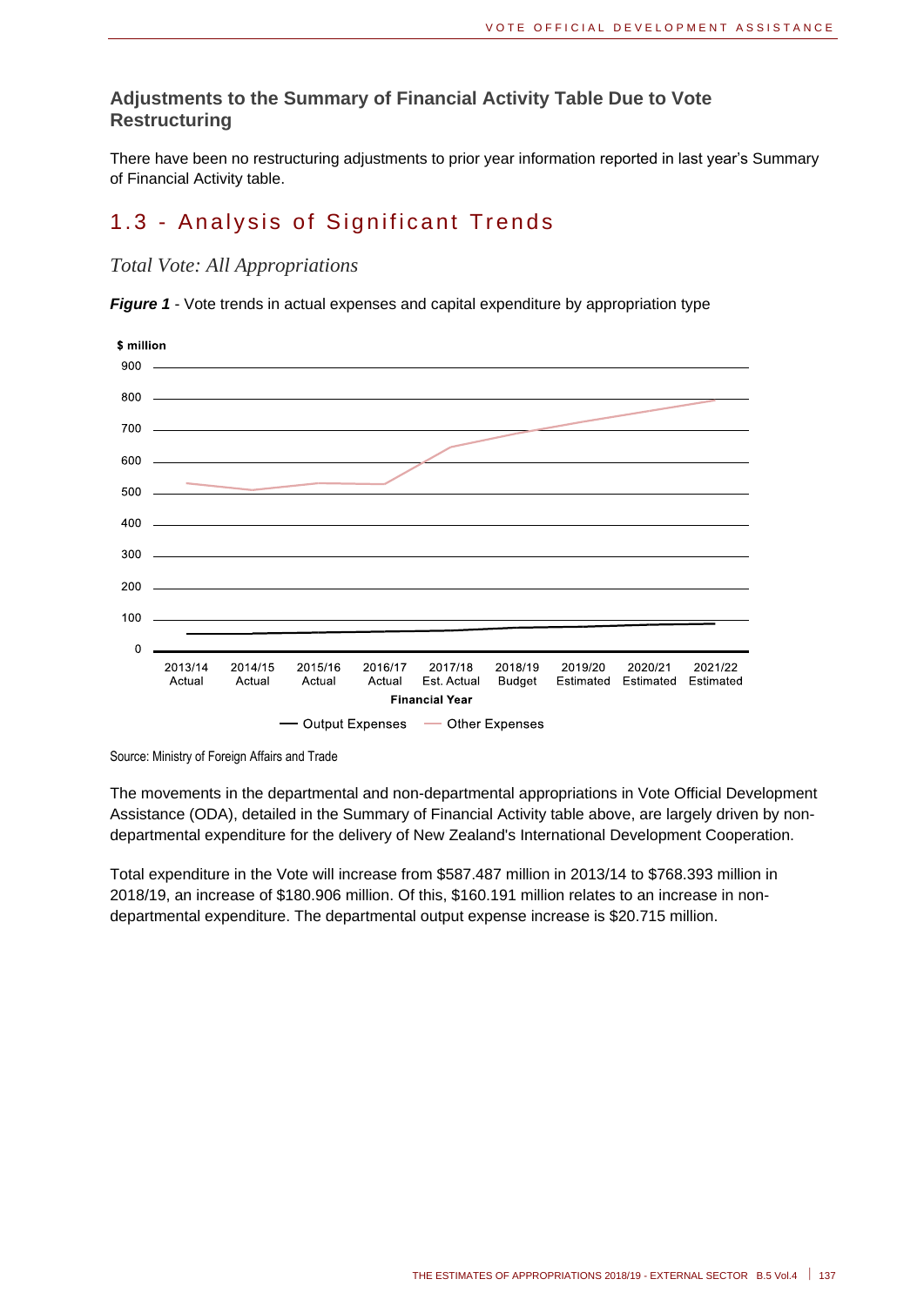### Adjustments to the Summary of Financial Activity Table Due to Vote Restructuring

There have been no restructuring adjustments to prior year information reported in last year's Summary of Financial Activity table.

## 1.3 - Analysis of Significant Trends

*Total Vote: All Appropriations*

***Figure 1*** - Vote trends in actual expenses and capital expenditure by appropriation type

Source: Ministry of Foreign Affairs and Trade

The movements in the departmental and non-departmental appropriations in Vote Official Development Assistance (ODA), detailed in the Summary of Financial Activity table above, are largely driven by non-departmental expenditure for the delivery of New Zealand's International Development Cooperation.

Total expenditure in the Vote will increase from $587.487 million in 2013/14 to $768.393 million in 2018/19, an increase of $180.906 million. Of this, $160.191 million relates to an increase in non-departmental expenditure. The departmental output expense increase is $20.715 million.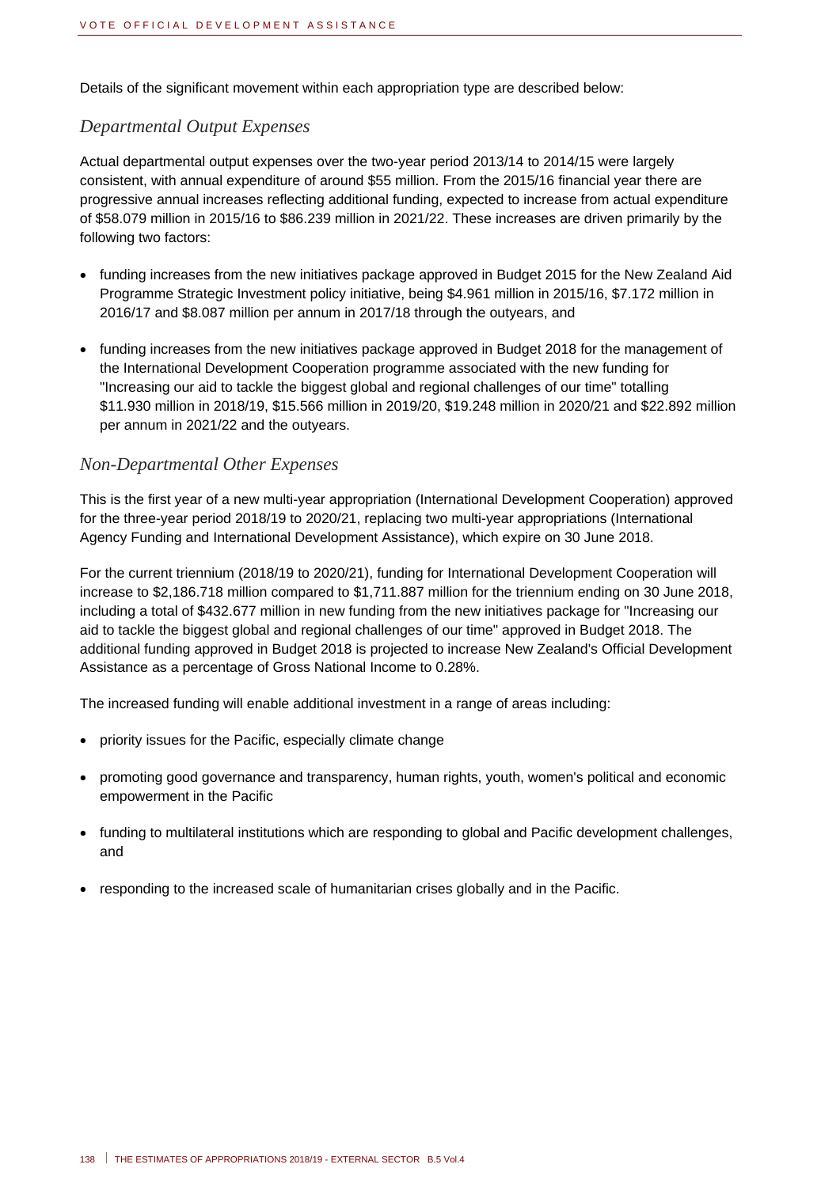Details of the significant movement within each appropriation type are described below:

### *Departmental Output Expenses*

Actual departmental output expenses over the two-year period 2013/14 to 2014/15 were largely consistent, with annual expenditure of around $55 million. From the 2015/16 financial year there are progressive annual increases reflecting additional funding, expected to increase from actual expenditure of $58.079 million in 2015/16 to $86.239 million in 2021/22. These increases are driven primarily by the following two factors:

- funding increases from the new initiatives package approved in Budget 2015 for the New Zealand Aid Programme Strategic Investment policy initiative, being $4.961 million in 2015/16, $7.172 million in 2016/17 and $8.087 million per annum in 2017/18 through the outyears, and
- funding increases from the new initiatives package approved in Budget 2018 for the management of the International Development Cooperation programme associated with the new funding for "Increasing our aid to tackle the biggest global and regional challenges of our time" totalling $11.930 million in 2018/19, $15.566 million in 2019/20, $19.248 million in 2020/21 and $22.892 million per annum in 2021/22 and the outyears.

### *Non-Departmental Other Expenses*

This is the first year of a new multi-year appropriation (International Development Cooperation) approved for the three-year period 2018/19 to 2020/21, replacing two multi-year appropriations (International Agency Funding and International Development Assistance), which expire on 30 June 2018.

For the current triennium (2018/19 to 2020/21), funding for International Development Cooperation will increase to $2,186.718 million compared to $1,711.887 million for the triennium ending on 30 June 2018, including a total of $432.677 million in new funding from the new initiatives package for "Increasing our aid to tackle the biggest global and regional challenges of our time" approved in Budget 2018. The additional funding approved in Budget 2018 is projected to increase New Zealand's Official Development Assistance as a percentage of Gross National Income to 0.28%.

The increased funding will enable additional investment in a range of areas including:

- priority issues for the Pacific, especially climate change
- promoting good governance and transparency, human rights, youth, women's political and economic empowerment in the Pacific
- funding to multilateral institutions which are responding to global and Pacific development challenges, and
- responding to the increased scale of humanitarian crises globally and in the Pacific.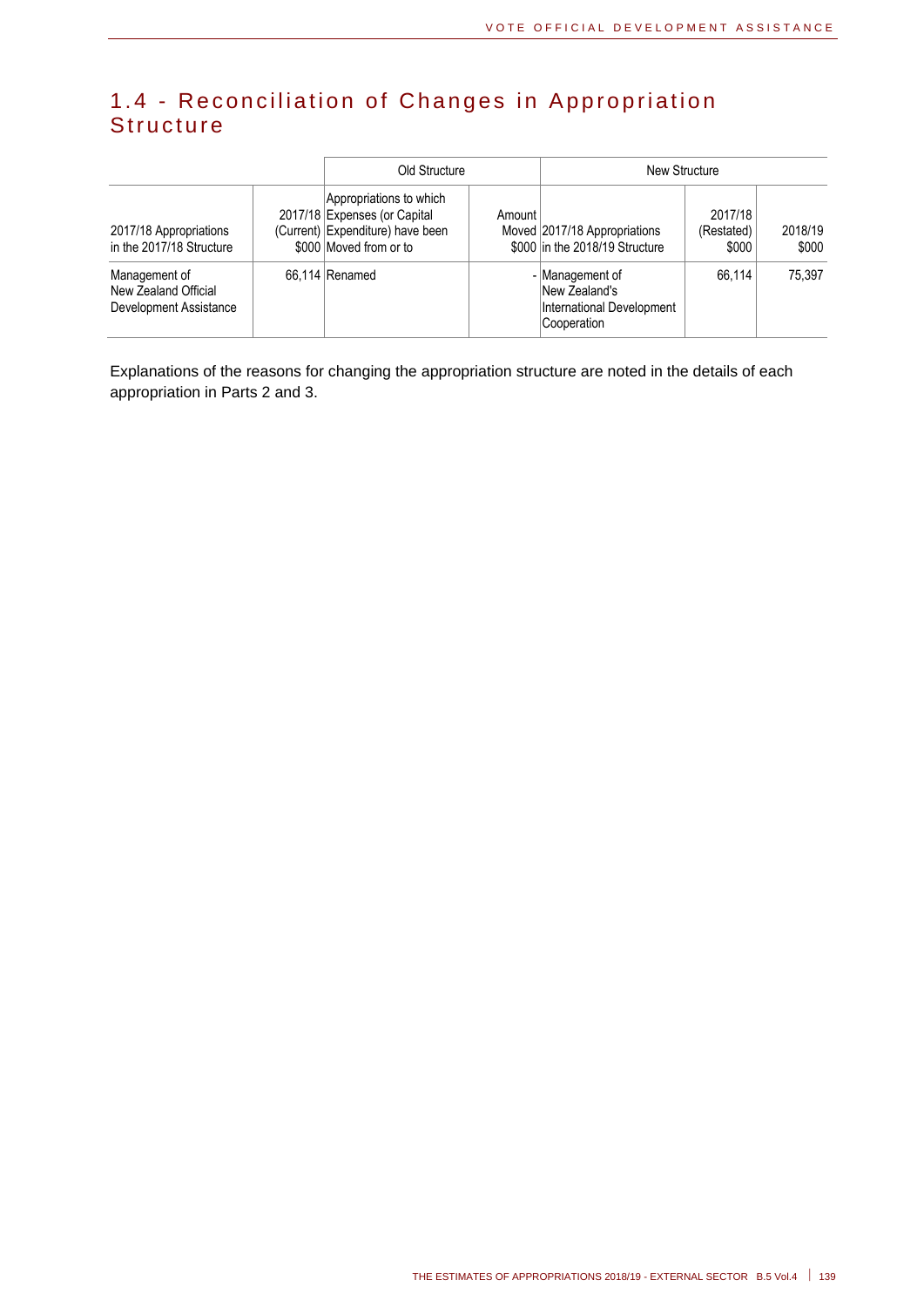## 1.4 - Reconciliation of Changes in Appropriation Structure

| | Old Structure | | | New Structure | | |
|---|---|---|---|---|---|---|
| 2017/18 Appropriations in the 2017/18 Structure | 2017/18 (Current) $000 | Appropriations to which Expenses (or Capital Expenditure) have been Moved from or to | Amount Moved $000 | 2017/18 Appropriations in the 2018/19 Structure | 2017/18 (Restated) $000 | 2018/19 $000 |
| Management of New Zealand Official Development Assistance | 66,114 | Renamed | - | Management of New Zealand's International Development Cooperation | 66,114 | 75,397 |

Explanations of the reasons for changing the appropriation structure are noted in the details of each appropriation in Parts 2 and 3.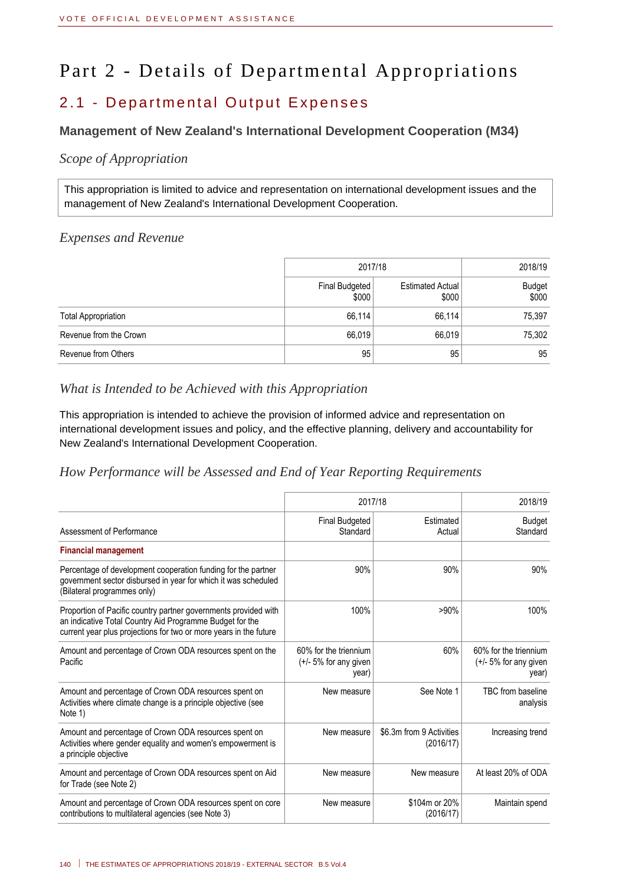# Part 2 - Details of Departmental Appropriations

## 2.1 - Departmental Output Expenses

### Management of New Zealand's International Development Cooperation (M34)

*Scope of Appropriation*

This appropriation is limited to advice and representation on international development issues and the management of New Zealand's International Development Cooperation.

*Expenses and Revenue*

| | 2017/18 | | 2018/19 |
|---|---|---|---|
| | Final Budgeted $000 | Estimated Actual $000 | Budget $000 |
| Total Appropriation | 66,114 | 66,114 | 75,397 |
| Revenue from the Crown | 66,019 | 66,019 | 75,302 |
| Revenue from Others | 95 | 95 | 95 |

*What is Intended to be Achieved with this Appropriation*

This appropriation is intended to achieve the provision of informed advice and representation on international development issues and policy, and the effective planning, delivery and accountability for New Zealand's International Development Cooperation.

*How Performance will be Assessed and End of Year Reporting Requirements*

| | 2017/18 | | 2018/19 |
|---|---|---|---|
| Assessment of Performance | Final Budgeted Standard | Estimated Actual | Budget Standard |
| **Financial management** | | | |
| Percentage of development cooperation funding for the partner government sector disbursed in year for which it was scheduled (Bilateral programmes only) | 90% | 90% | 90% |
| Proportion of Pacific country partner governments provided with an indicative Total Country Aid Programme Budget for the current year plus projections for two or more years in the future | 100% | >90% | 100% |
| Amount and percentage of Crown ODA resources spent on the Pacific | 60% for the triennium (+/- 5% for any given year) | 60% | 60% for the triennium (+/- 5% for any given year) |
| Amount and percentage of Crown ODA resources spent on Activities where climate change is a principle objective (see Note 1) | New measure | See Note 1 | TBC from baseline analysis |
| Amount and percentage of Crown ODA resources spent on Activities where gender equality and women's empowerment is a principle objective | New measure | $6.3m from 9 Activities (2016/17) | Increasing trend |
| Amount and percentage of Crown ODA resources spent on Aid for Trade (see Note 2) | New measure | New measure | At least 20% of ODA |
| Amount and percentage of Crown ODA resources spent on core contributions to multilateral agencies (see Note 3) | New measure | $104m or 20% (2016/17) | Maintain spend |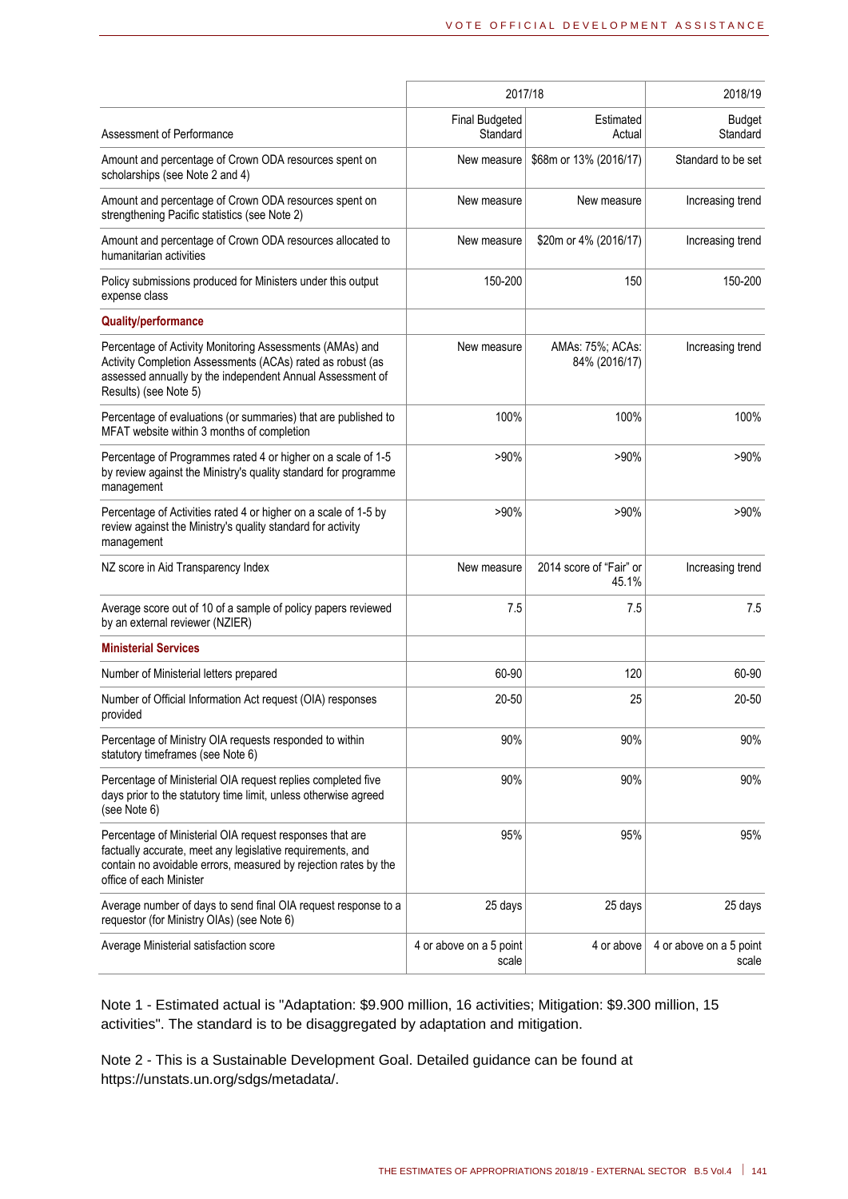| Assessment of Performance | 2017/18 Final Budgeted Standard | 2017/18 Estimated Actual | 2018/19 Budget Standard |
|---|---|---|---|
| Amount and percentage of Crown ODA resources spent on scholarships (see Note 2 and 4) | New measure | $68m or 13% (2016/17) | Standard to be set |
| Amount and percentage of Crown ODA resources spent on strengthening Pacific statistics (see Note 2) | New measure | New measure | Increasing trend |
| Amount and percentage of Crown ODA resources allocated to humanitarian activities | New measure | $20m or 4% (2016/17) | Increasing trend |
| Policy submissions produced for Ministers under this output expense class | 150-200 | 150 | 150-200 |
| **Quality/performance** | | | |
| Percentage of Activity Monitoring Assessments (AMAs) and Activity Completion Assessments (ACAs) rated as robust (as assessed annually by the independent Annual Assessment of Results) (see Note 5) | New measure | AMAs: 75%; ACAs: 84% (2016/17) | Increasing trend |
| Percentage of evaluations (or summaries) that are published to MFAT website within 3 months of completion | 100% | 100% | 100% |
| Percentage of Programmes rated 4 or higher on a scale of 1-5 by review against the Ministry's quality standard for programme management | >90% | >90% | >90% |
| Percentage of Activities rated 4 or higher on a scale of 1-5 by review against the Ministry's quality standard for activity management | >90% | >90% | >90% |
| NZ score in Aid Transparency Index | New measure | 2014 score of "Fair" or 45.1% | Increasing trend |
| Average score out of 10 of a sample of policy papers reviewed by an external reviewer (NZIER) | 7.5 | 7.5 | 7.5 |
| **Ministerial Services** | | | |
| Number of Ministerial letters prepared | 60-90 | 120 | 60-90 |
| Number of Official Information Act request (OIA) responses provided | 20-50 | 25 | 20-50 |
| Percentage of Ministry OIA requests responded to within statutory timeframes (see Note 6) | 90% | 90% | 90% |
| Percentage of Ministerial OIA request replies completed five days prior to the statutory time limit, unless otherwise agreed (see Note 6) | 90% | 90% | 90% |
| Percentage of Ministerial OIA request responses that are factually accurate, meet any legislative requirements, and contain no avoidable errors, measured by rejection rates by the office of each Minister | 95% | 95% | 95% |
| Average number of days to send final OIA request response to a requestor (for Ministry OIAs) (see Note 6) | 25 days | 25 days | 25 days |
| Average Ministerial satisfaction score | 4 or above on a 5 point scale | 4 or above | 4 or above on a 5 point scale |

Note 1 - Estimated actual is "Adaptation: $9.900 million, 16 activities; Mitigation: $9.300 million, 15 activities". The standard is to be disaggregated by adaptation and mitigation.

Note 2 - This is a Sustainable Development Goal. Detailed guidance can be found at https://unstats.un.org/sdgs/metadata/.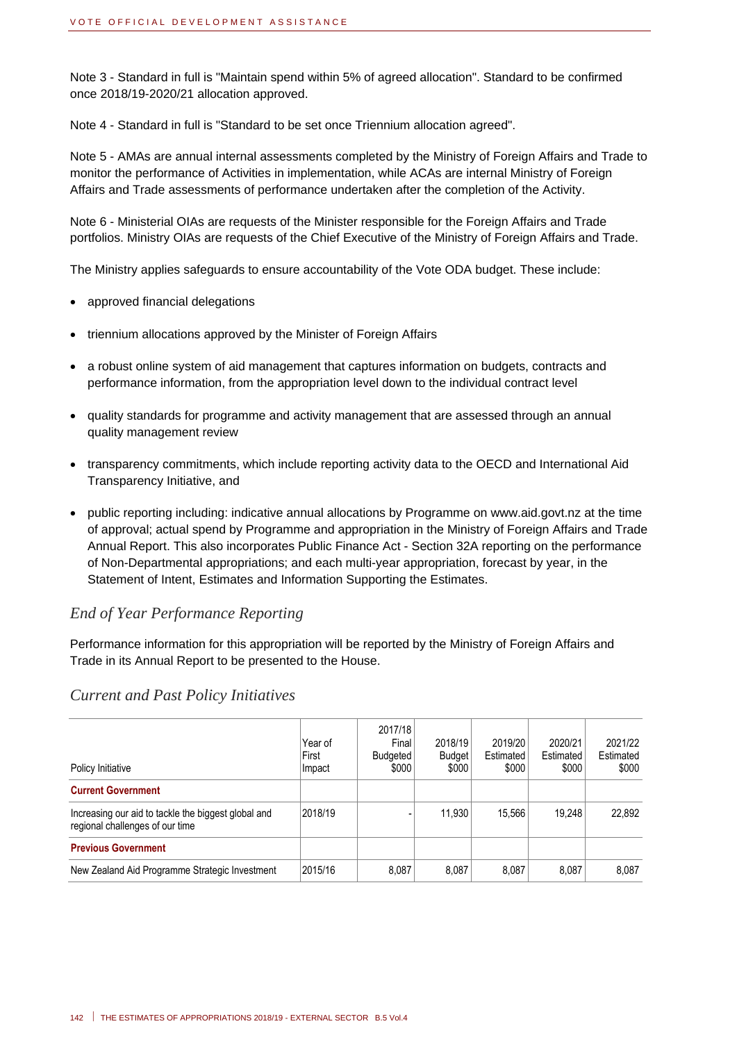Note 3 - Standard in full is "Maintain spend within 5% of agreed allocation". Standard to be confirmed once 2018/19-2020/21 allocation approved.

Note 4 - Standard in full is "Standard to be set once Triennium allocation agreed".

Note 5 - AMAs are annual internal assessments completed by the Ministry of Foreign Affairs and Trade to monitor the performance of Activities in implementation, while ACAs are internal Ministry of Foreign Affairs and Trade assessments of performance undertaken after the completion of the Activity.

Note 6 - Ministerial OIAs are requests of the Minister responsible for the Foreign Affairs and Trade portfolios. Ministry OIAs are requests of the Chief Executive of the Ministry of Foreign Affairs and Trade.

The Ministry applies safeguards to ensure accountability of the Vote ODA budget. These include:

- approved financial delegations
- triennium allocations approved by the Minister of Foreign Affairs
- a robust online system of aid management that captures information on budgets, contracts and performance information, from the appropriation level down to the individual contract level
- quality standards for programme and activity management that are assessed through an annual quality management review
- transparency commitments, which include reporting activity data to the OECD and International Aid Transparency Initiative, and
- public reporting including: indicative annual allocations by Programme on www.aid.govt.nz at the time of approval; actual spend by Programme and appropriation in the Ministry of Foreign Affairs and Trade Annual Report. This also incorporates Public Finance Act - Section 32A reporting on the performance of Non-Departmental appropriations; and each multi-year appropriation, forecast by year, in the Statement of Intent, Estimates and Information Supporting the Estimates.

## *End of Year Performance Reporting*

Performance information for this appropriation will be reported by the Ministry of Foreign Affairs and Trade in its Annual Report to be presented to the House.

## *Current and Past Policy Initiatives*

| Policy Initiative | Year of First Impact | 2017/18 Final Budgeted $000 | 2018/19 Budget $000 | 2019/20 Estimated $000 | 2020/21 Estimated $000 | 2021/22 Estimated $000 |
|---|---|---|---|---|---|---|
| **Current Government** | | | | | | |
| Increasing our aid to tackle the biggest global and regional challenges of our time | 2018/19 | - | 11,930 | 15,566 | 19,248 | 22,892 |
| **Previous Government** | | | | | | |
| New Zealand Aid Programme Strategic Investment | 2015/16 | 8,087 | 8,087 | 8,087 | 8,087 | 8,087 |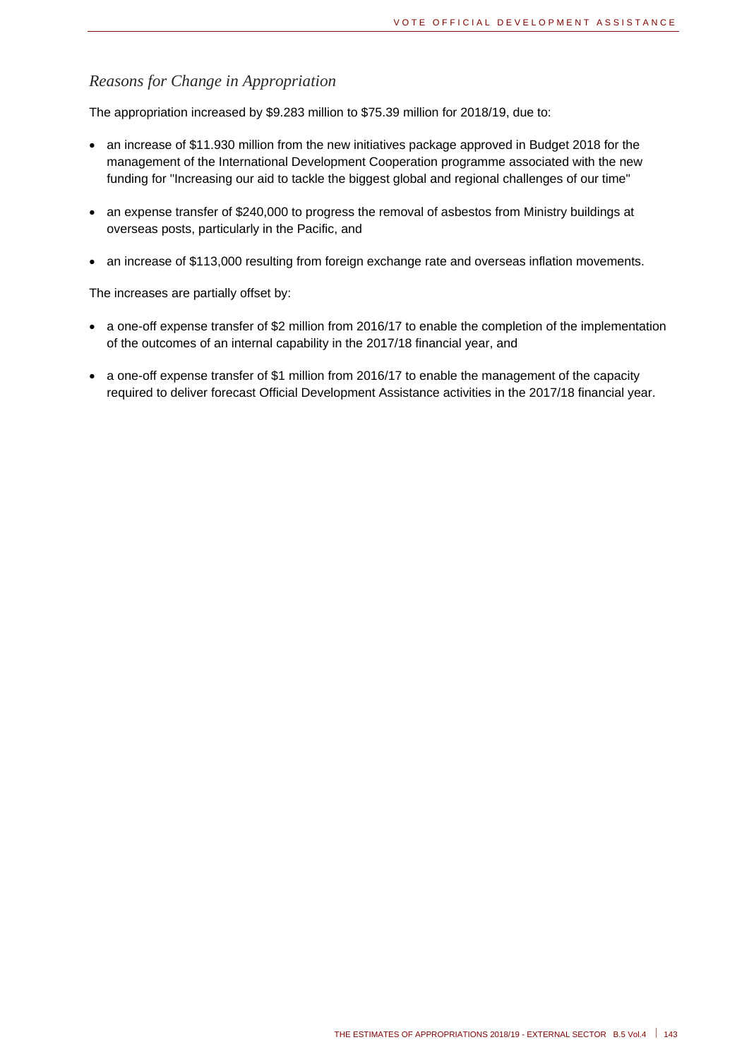### *Reasons for Change in Appropriation*

The appropriation increased by $9.283 million to $75.39 million for 2018/19, due to:

- an increase of $11.930 million from the new initiatives package approved in Budget 2018 for the management of the International Development Cooperation programme associated with the new funding for "Increasing our aid to tackle the biggest global and regional challenges of our time"
- an expense transfer of $240,000 to progress the removal of asbestos from Ministry buildings at overseas posts, particularly in the Pacific, and
- an increase of $113,000 resulting from foreign exchange rate and overseas inflation movements.

The increases are partially offset by:

- a one-off expense transfer of $2 million from 2016/17 to enable the completion of the implementation of the outcomes of an internal capability in the 2017/18 financial year, and
- a one-off expense transfer of $1 million from 2016/17 to enable the management of the capacity required to deliver forecast Official Development Assistance activities in the 2017/18 financial year.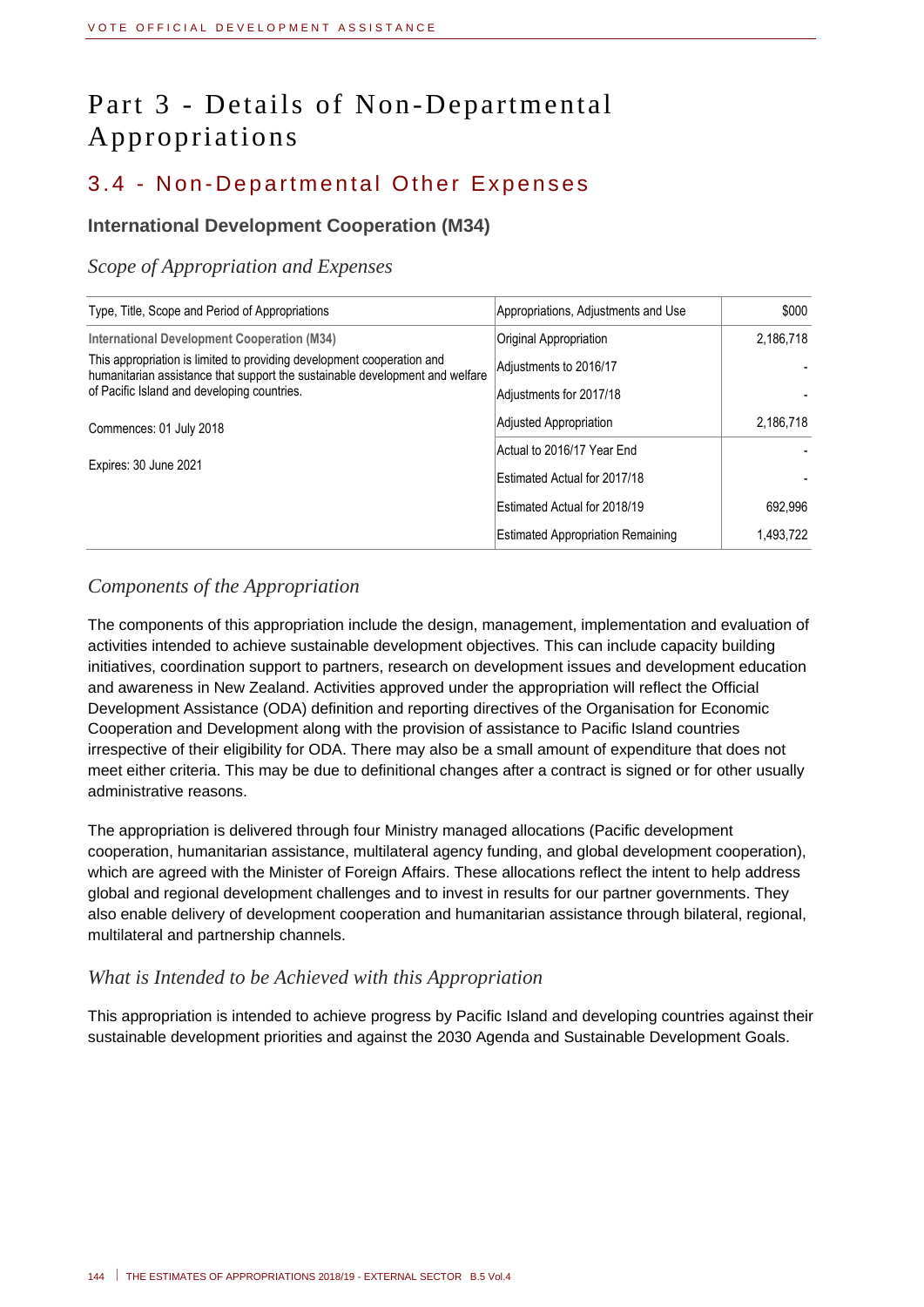# Part 3 - Details of Non-Departmental Appropriations

## 3.4 - Non-Departmental Other Expenses

### International Development Cooperation (M34)

*Scope of Appropriation and Expenses*

| Type, Title, Scope and Period of Appropriations | Appropriations, Adjustments and Use | $000 |
|---|---|---|
| **International Development Cooperation (M34)** | Original Appropriation | 2,186,718 |
| This appropriation is limited to providing development cooperation and humanitarian assistance that support the sustainable development and welfare of Pacific Island and developing countries. | Adjustments to 2016/17 | - |
| | Adjustments for 2017/18 | - |
| Commences: 01 July 2018 | Adjusted Appropriation | 2,186,718 |
| Expires: 30 June 2021 | Actual to 2016/17 Year End | - |
| | Estimated Actual for 2017/18 | - |
| | Estimated Actual for 2018/19 | 692,996 |
| | Estimated Appropriation Remaining | 1,493,722 |

*Components of the Appropriation*

The components of this appropriation include the design, management, implementation and evaluation of activities intended to achieve sustainable development objectives. This can include capacity building initiatives, coordination support to partners, research on development issues and development education and awareness in New Zealand. Activities approved under the appropriation will reflect the Official Development Assistance (ODA) definition and reporting directives of the Organisation for Economic Cooperation and Development along with the provision of assistance to Pacific Island countries irrespective of their eligibility for ODA. There may also be a small amount of expenditure that does not meet either criteria. This may be due to definitional changes after a contract is signed or for other usually administrative reasons.

The appropriation is delivered through four Ministry managed allocations (Pacific development cooperation, humanitarian assistance, multilateral agency funding, and global development cooperation), which are agreed with the Minister of Foreign Affairs. These allocations reflect the intent to help address global and regional development challenges and to invest in results for our partner governments. They also enable delivery of development cooperation and humanitarian assistance through bilateral, regional, multilateral and partnership channels.

*What is Intended to be Achieved with this Appropriation*

This appropriation is intended to achieve progress by Pacific Island and developing countries against their sustainable development priorities and against the 2030 Agenda and Sustainable Development Goals.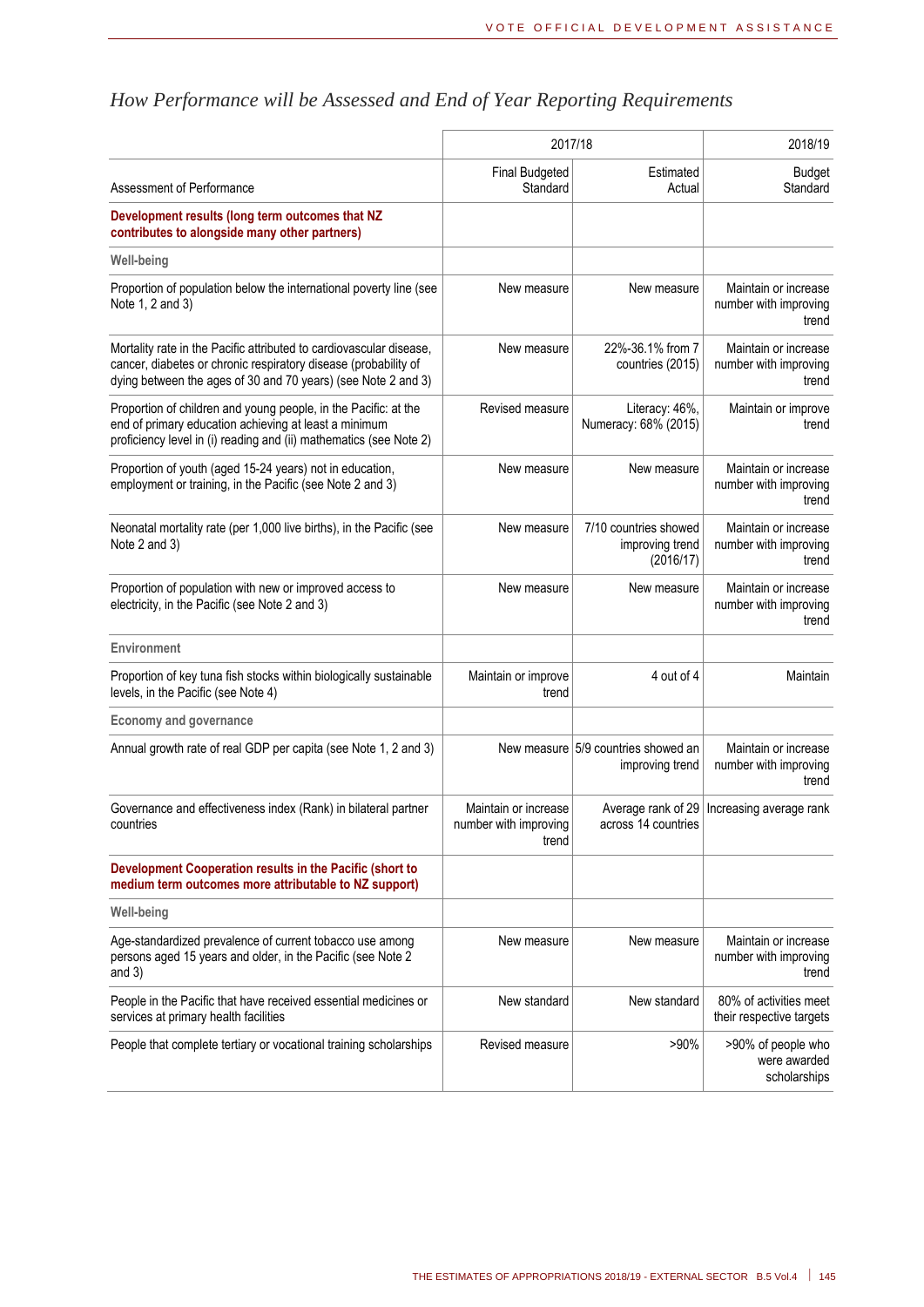## *How Performance will be Assessed and End of Year Reporting Requirements*

| Assessment of Performance | 2017/18 Final Budgeted Standard | 2017/18 Estimated Actual | 2018/19 Budget Standard |
|---|---|---|---|
| **Development results (long term outcomes that NZ contributes to alongside many other partners)** | | | |
| **Well-being** | | | |
| Proportion of population below the international poverty line (see Note 1, 2 and 3) | New measure | New measure | Maintain or increase number with improving trend |
| Mortality rate in the Pacific attributed to cardiovascular disease, cancer, diabetes or chronic respiratory disease (probability of dying between the ages of 30 and 70 years) (see Note 2 and 3) | New measure | 22%-36.1% from 7 countries (2015) | Maintain or increase number with improving trend |
| Proportion of children and young people, in the Pacific: at the end of primary education achieving at least a minimum proficiency level in (i) reading and (ii) mathematics (see Note 2) | Revised measure | Literacy: 46%, Numeracy: 68% (2015) | Maintain or improve trend |
| Proportion of youth (aged 15-24 years) not in education, employment or training, in the Pacific (see Note 2 and 3) | New measure | New measure | Maintain or increase number with improving trend |
| Neonatal mortality rate (per 1,000 live births), in the Pacific (see Note 2 and 3) | New measure | 7/10 countries showed improving trend (2016/17) | Maintain or increase number with improving trend |
| Proportion of population with new or improved access to electricity, in the Pacific (see Note 2 and 3) | New measure | New measure | Maintain or increase number with improving trend |
| **Environment** | | | |
| Proportion of key tuna fish stocks within biologically sustainable levels, in the Pacific (see Note 4) | Maintain or improve trend | 4 out of 4 | Maintain |
| **Economy and governance** | | | |
| Annual growth rate of real GDP per capita (see Note 1, 2 and 3) | New measure | 5/9 countries showed an improving trend | Maintain or increase number with improving trend |
| Governance and effectiveness index (Rank) in bilateral partner countries | Maintain or increase number with improving trend | Average rank of 29 across 14 countries | Increasing average rank |
| **Development Cooperation results in the Pacific (short to medium term outcomes more attributable to NZ support)** | | | |
| **Well-being** | | | |
| Age-standardized prevalence of current tobacco use among persons aged 15 years and older, in the Pacific (see Note 2 and 3) | New measure | New measure | Maintain or increase number with improving trend |
| People in the Pacific that have received essential medicines or services at primary health facilities | New standard | New standard | 80% of activities meet their respective targets |
| People that complete tertiary or vocational training scholarships | Revised measure | >90% | >90% of people who were awarded scholarships |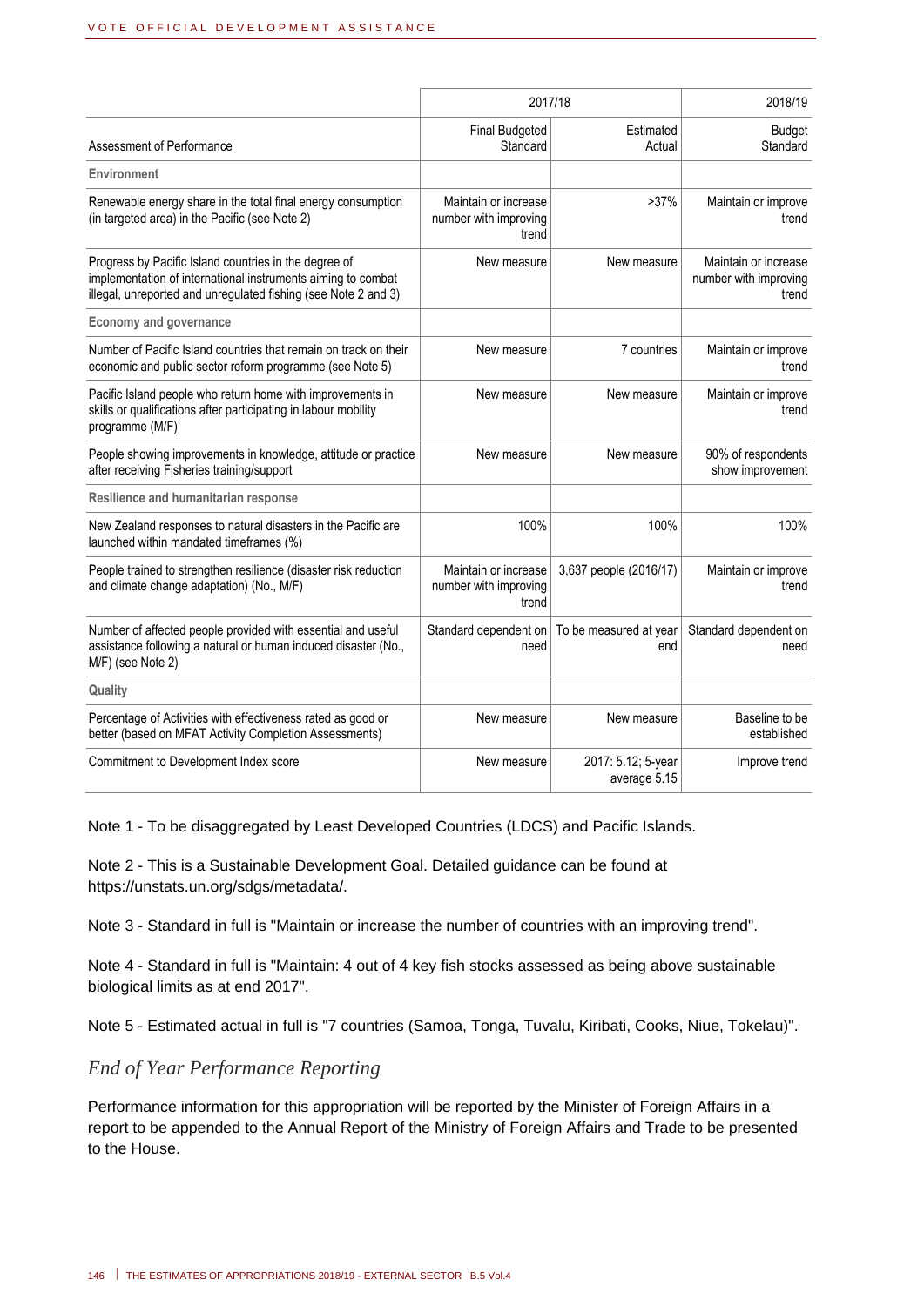| Assessment of Performance | 2017/18 Final Budgeted Standard | 2017/18 Estimated Actual | 2018/19 Budget Standard |
|---|---|---|---|
| **Environment** | | | |
| Renewable energy share in the total final energy consumption (in targeted area) in the Pacific (see Note 2) | Maintain or increase number with improving trend | >37% | Maintain or improve trend |
| Progress by Pacific Island countries in the degree of implementation of international instruments aiming to combat illegal, unreported and unregulated fishing (see Note 2 and 3) | New measure | New measure | Maintain or increase number with improving trend |
| **Economy and governance** | | | |
| Number of Pacific Island countries that remain on track on their economic and public sector reform programme (see Note 5) | New measure | 7 countries | Maintain or improve trend |
| Pacific Island people who return home with improvements in skills or qualifications after participating in labour mobility programme (M/F) | New measure | New measure | Maintain or improve trend |
| People showing improvements in knowledge, attitude or practice after receiving Fisheries training/support | New measure | New measure | 90% of respondents show improvement |
| **Resilience and humanitarian response** | | | |
| New Zealand responses to natural disasters in the Pacific are launched within mandated timeframes (%) | 100% | 100% | 100% |
| People trained to strengthen resilience (disaster risk reduction and climate change adaptation) (No., M/F) | Maintain or increase number with improving trend | 3,637 people (2016/17) | Maintain or improve trend |
| Number of affected people provided with essential and useful assistance following a natural or human induced disaster (No., M/F) (see Note 2) | Standard dependent on need | To be measured at year end | Standard dependent on need |
| **Quality** | | | |
| Percentage of Activities with effectiveness rated as good or better (based on MFAT Activity Completion Assessments) | New measure | New measure | Baseline to be established |
| Commitment to Development Index score | New measure | 2017: 5.12; 5-year average 5.15 | Improve trend |

Note 1 - To be disaggregated by Least Developed Countries (LDCS) and Pacific Islands.

Note 2 - This is a Sustainable Development Goal. Detailed guidance can be found at https://unstats.un.org/sdgs/metadata/.

Note 3 - Standard in full is "Maintain or increase the number of countries with an improving trend".

Note 4 - Standard in full is "Maintain: 4 out of 4 key fish stocks assessed as being above sustainable biological limits as at end 2017".

Note 5 - Estimated actual in full is "7 countries (Samoa, Tonga, Tuvalu, Kiribati, Cooks, Niue, Tokelau)".

## *End of Year Performance Reporting*

Performance information for this appropriation will be reported by the Minister of Foreign Affairs in a report to be appended to the Annual Report of the Ministry of Foreign Affairs and Trade to be presented to the House.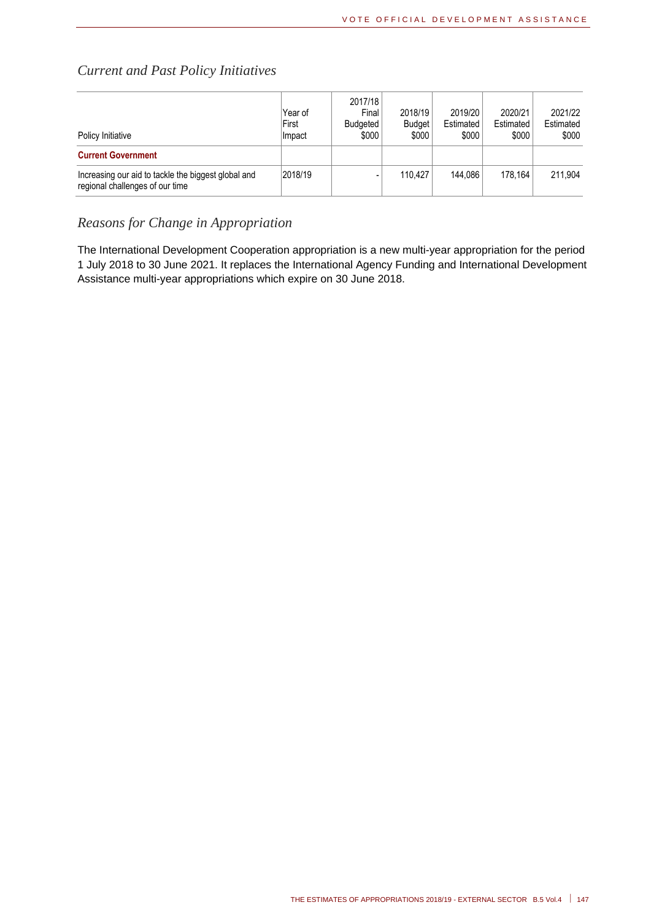## Current and Past Policy Initiatives

| Policy Initiative | Year of First Impact | 2017/18 Final Budgeted $000 | 2018/19 Budget $000 | 2019/20 Estimated $000 | 2020/21 Estimated $000 | 2021/22 Estimated $000 |
|---|---|---|---|---|---|---|
| **Current Government** | | | | | | |
| Increasing our aid to tackle the biggest global and regional challenges of our time | 2018/19 | - | 110,427 | 144,086 | 178,164 | 211,904 |

## Reasons for Change in Appropriation

The International Development Cooperation appropriation is a new multi-year appropriation for the period 1 July 2018 to 30 June 2021. It replaces the International Agency Funding and International Development Assistance multi-year appropriations which expire on 30 June 2018.